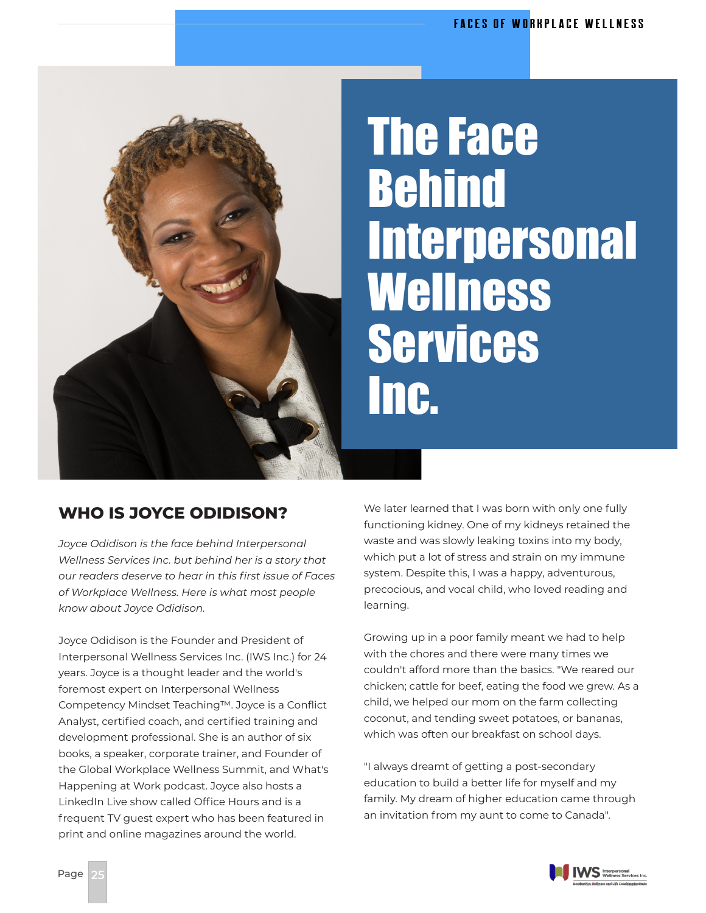# The Face Behind Interpersonal Wellness Services Inc.

## WHO IS JOYCE ODIDISON?

*Joyce Odidison is the face behind Interpersonal Wellness Services Inc. but behind her is a story that our readers deserve to hear in this first issue of Faces of Workplace Wellness. Here is what most people know about Joyce Odidison.*

Joyce Odidison is the Founder and President of Interpersonal Wellness Services Inc. (IWS Inc.) for 24 years. Joyce is a thought leader and the world's foremost expert on Interpersonal Wellness Competency Mindset Teaching™. Joyce is a Conflict Analyst, certified coach, and certified training and development professional. She is an author of six books, a speaker, corporate trainer, and Founder of the Global Workplace Wellness Summit, and What's Happening at Work podcast. Joyce also hosts a LinkedIn Live show called Office Hours and is a frequent TV guest expert who has been featured in print and online magazines around the world.

We later learned that I was born with only one fully functioning kidney. One of my kidneys retained the waste and was slowly leaking toxins into my body, which put a lot of stress and strain on my immune system. Despite this, I was a happy, adventurous, precocious, and vocal child, who loved reading and learning.

Growing up in a poor family meant we had to help with the chores and there were many times we couldn't afford more than the basics. "We reared our chicken; cattle for beef, eating the food we grew. As a child, we helped our mom on the farm collecting coconut, and tending sweet potatoes, or bananas, which was often our breakfast on school days.

"I always dreamt of getting a post-secondary education to build a better life for myself and my family. My dream of higher education came through an invitation from my aunt to come to Canada".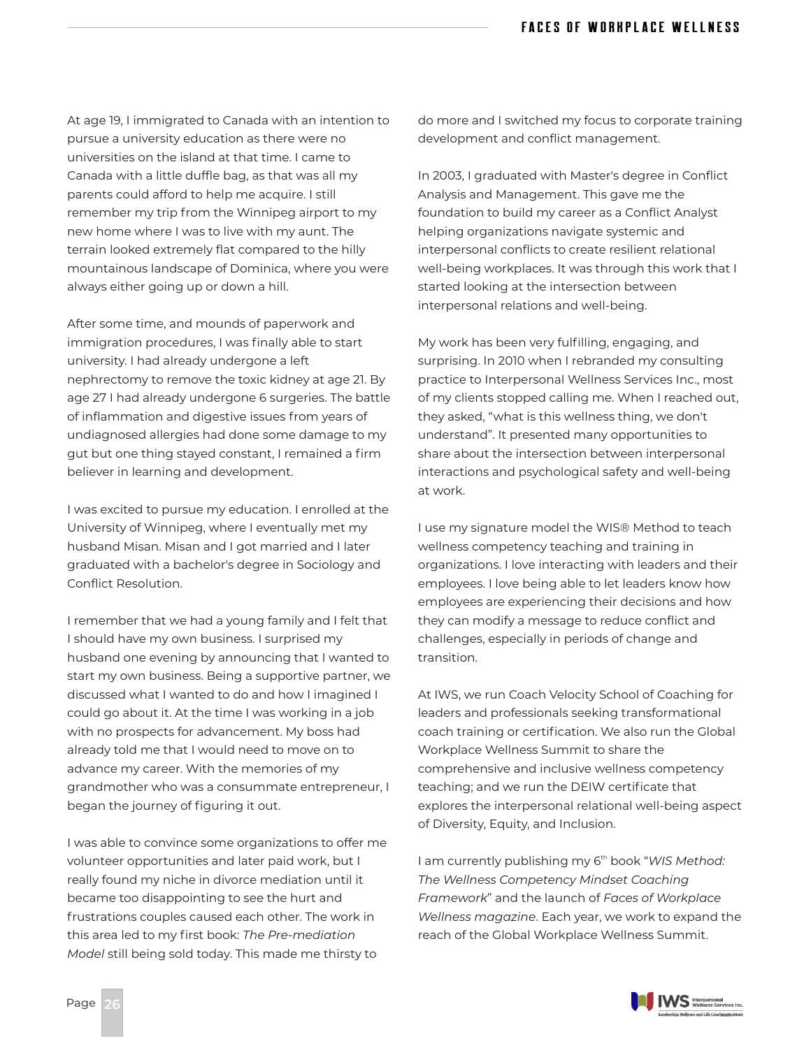At age 19, I immigrated to Canada with an intention to pursue a university education as there were no universities on the island at that time. I came to Canada with a little duffle bag, as that was all my parents could afford to help me acquire. I still remember my trip from the Winnipeg airport to my new home where I was to live with my aunt. The terrain looked extremely flat compared to the hilly mountainous landscape of Dominica, where you were always either going up or down a hill.

After some time, and mounds of paperwork and immigration procedures, I was finally able to start university. I had already undergone a left nephrectomy to remove the toxic kidney at age 21. By age 27 I had already undergone 6 surgeries. The battle of inflammation and digestive issues from years of undiagnosed allergies had done some damage to my gut but one thing stayed constant, I remained a firm believer in learning and development.

I was excited to pursue my education. I enrolled at the University of Winnipeg, where I eventually met my husband Misan. Misan and I got married and I later graduated with a bachelor's degree in Sociology and Conflict Resolution.

I remember that we had a young family and I felt that I should have my own business. I surprised my husband one evening by announcing that I wanted to start my own business. Being a supportive partner, we discussed what I wanted to do and how I imagined I could go about it. At the time I was working in a job with no prospects for advancement. My boss had already told me that I would need to move on to advance my career. With the memories of my grandmother who was a consummate entrepreneur, I began the journey of figuring it out.

I was able to convince some organizations to offer me volunteer opportunities and later paid work, but I really found my niche in divorce mediation until it became too disappointing to see the hurt and frustrations couples caused each other. The work in this area led to my first book: *The Pre-mediation Model* still being sold today. This made me thirsty to do more and I switched my focus to corporate training development and conflict management.

In 2003, I graduated with Master's degree in Conflict Analysis and Management. This gave me the foundation to build my career as a Conflict Analyst helping organizations navigate systemic and interpersonal conflicts to create resilient relational well-being workplaces. It was through this work that I started looking at the intersection between interpersonal relations and well-being.

My work has been very fulfilling, engaging, and surprising. In 2010 when I rebranded my consulting practice to Interpersonal Wellness Services Inc., most of my clients stopped calling me. When I reached out, they asked, "what is this wellness thing, we don't understand". It presented many opportunities to share about the intersection between interpersonal interactions and psychological safety and well-being at work.

I use my signature model the WIS® Method to teach wellness competency teaching and training in organizations. I love interacting with leaders and their employees. I love being able to let leaders know how employees are experiencing their decisions and how they can modify a message to reduce conflict and challenges, especially in periods of change and transition.

At IWS, we run Coach Velocity School of Coaching for leaders and professionals seeking transformational coach training or certification. We also run the Global Workplace Wellness Summit to share the comprehensive and inclusive wellness competency teaching; and we run the DEIW certificate that explores the interpersonal relational well-being aspect of Diversity, Equity, and Inclusion.

I am currently publishing my 6th book "*WIS Method: The Wellness Competency Mindset Coaching Framework*" and the launch of *Faces of Workplace Wellness magazine*. Each year, we work to expand the reach of the Global Workplace Wellness Summit.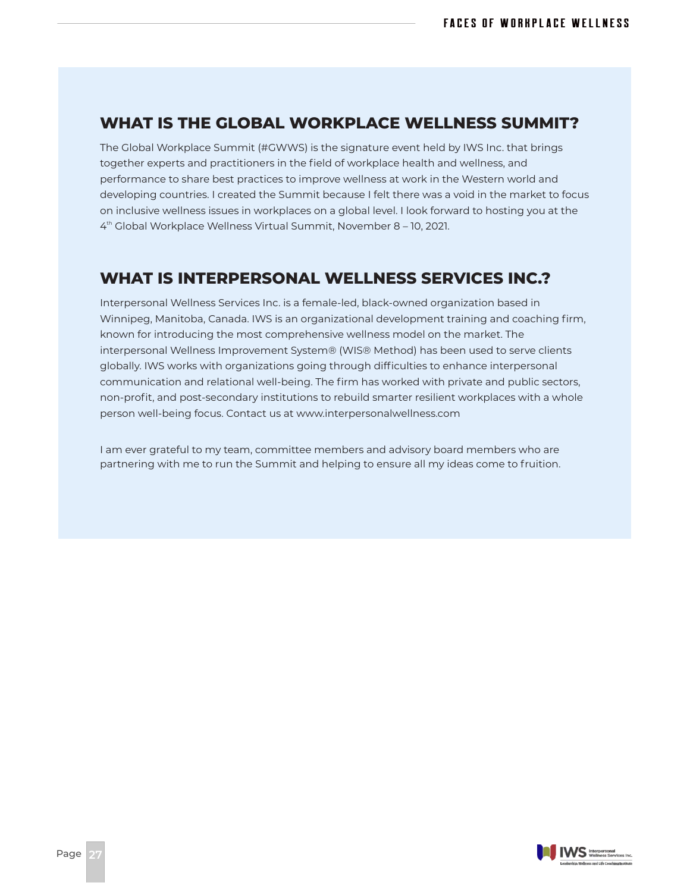## WHAT IS THE GLOBAL WORKPLACE WELLNESS SUMMIT?

The Global Workplace Summit (#GWWS) is the signature event held by IWS Inc. that brings together experts and practitioners in the field of workplace health and wellness, and performance to share best practices to improve wellness at work in the Western world and developing countries. I created the Summit because I felt there was a void in the market to focus on inclusive wellness issues in workplaces on a global level. I look forward to hosting you at the 4th Global Workplace Wellness Virtual Summit, November 8 – 10, 2021.

## WHAT IS INTERPERSONAL WELLNESS SERVICES INC.?

Interpersonal Wellness Services Inc. is a female-led, black-owned organization based in Winnipeg, Manitoba, Canada. IWS is an organizational development training and coaching firm, known for introducing the most comprehensive wellness model on the market. The interpersonal Wellness Improvement System® (WIS® Method) has been used to serve clients globally. IWS works with organizations going through difficulties to enhance interpersonal communication and relational well-being. The firm has worked with private and public sectors, non-profit, and post-secondary institutions to rebuild smarter resilient workplaces with a whole person well-being focus. Contact us at www.interpersonalwellness.com

I am ever grateful to my team, committee members and advisory board members who are partnering with me to run the Summit and helping to ensure all my ideas come to fruition.